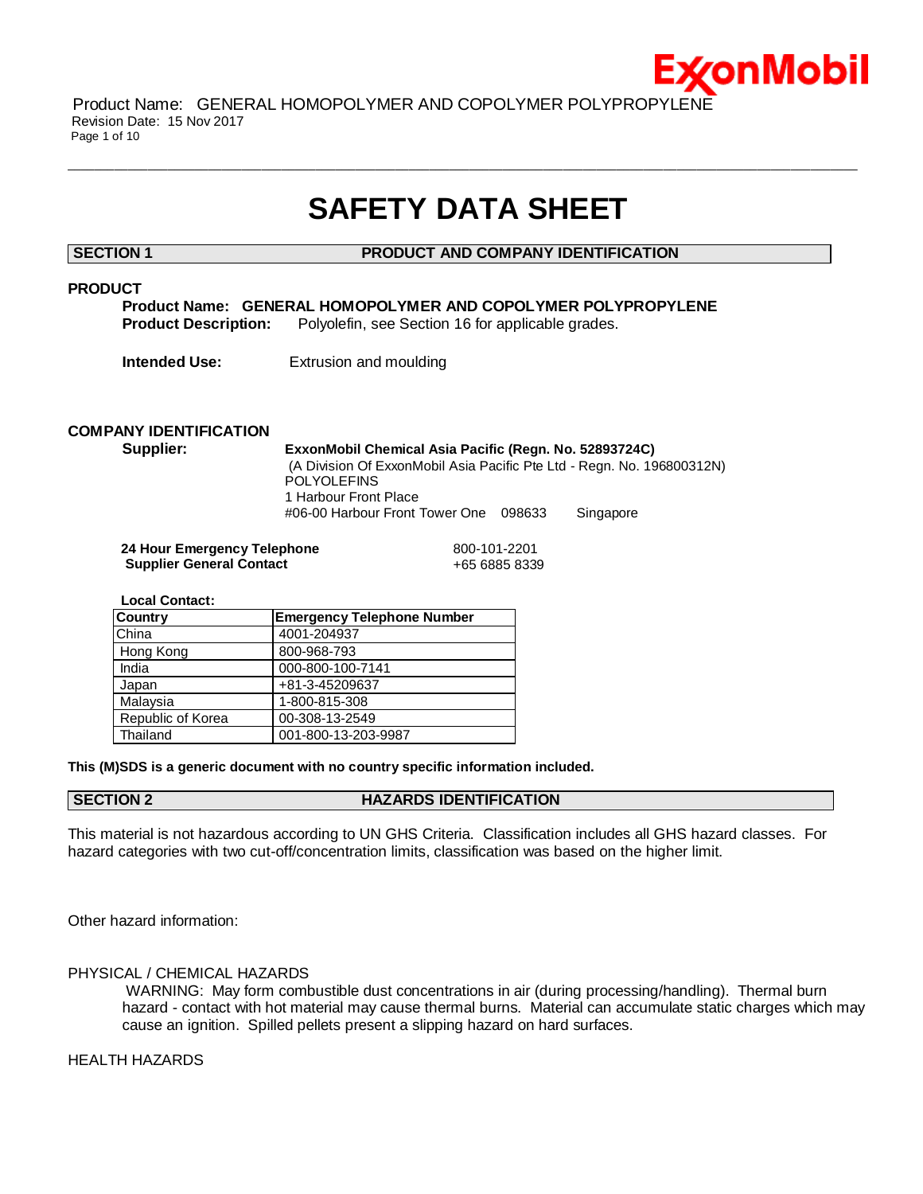# SAFETY DATA SHEET

## SECTION 1 PRODUCT AND COMPANY IDENTIFICATION

### PRODUCT

**Product Name: GENERAL HOMOPOLYMER AND COPOLYMER POLYPROPYLENE**
**Product Description:** Polyolefin, see Section 16 for applicable grades.

**Intended Use:** Extrusion and moulding

### COMPANY IDENTIFICATION

**Supplier:** **ExxonMobil Chemical Asia Pacific (Regn. No. 52893724C)**
(A Division Of ExxonMobil Asia Pacific Pte Ltd - Regn. No. 196800312N)
POLYOLEFINS
1 Harbour Front Place
#06-00 Harbour Front Tower One 098633 Singapore

**24 Hour Emergency Telephone** 800-101-2201
**Supplier General Contact** +65 6885 8339

**Local Contact:**

| Country | Emergency Telephone Number |
|---|---|
| China | 4001-204937 |
| Hong Kong | 800-968-793 |
| India | 000-800-100-7141 |
| Japan | +81-3-45209637 |
| Malaysia | 1-800-815-308 |
| Republic of Korea | 00-308-13-2549 |
| Thailand | 001-800-13-203-9987 |

**This (M)SDS is a generic document with no country specific information included.**

## SECTION 2 HAZARDS IDENTIFICATION

This material is not hazardous according to UN GHS Criteria. Classification includes all GHS hazard classes. For hazard categories with two cut-off/concentration limits, classification was based on the higher limit.

Other hazard information:

PHYSICAL / CHEMICAL HAZARDS

WARNING: May form combustible dust concentrations in air (during processing/handling). Thermal burn hazard - contact with hot material may cause thermal burns. Material can accumulate static charges which may cause an ignition. Spilled pellets present a slipping hazard on hard surfaces.

HEALTH HAZARDS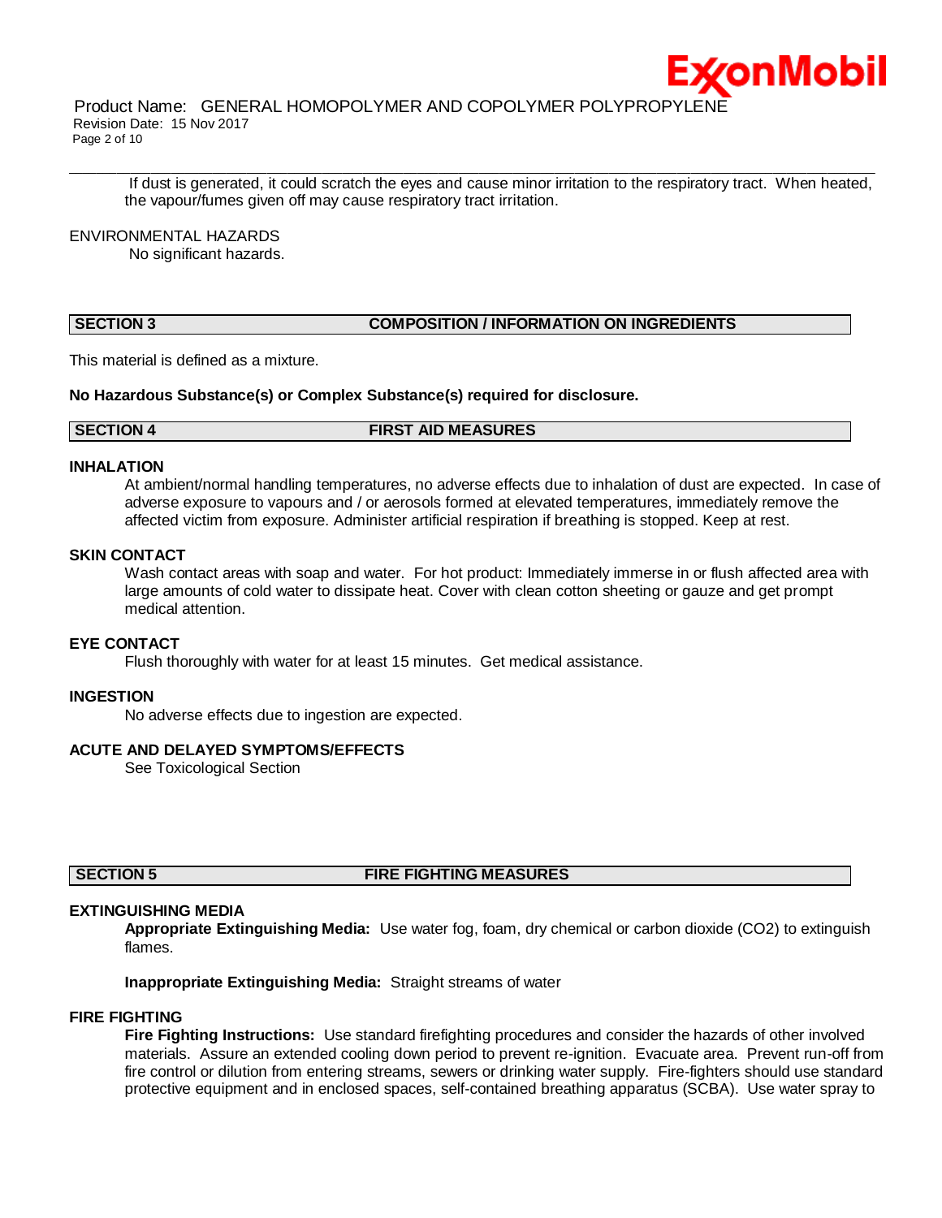If dust is generated, it could scratch the eyes and cause minor irritation to the respiratory tract. When heated, the vapour/fumes given off may cause respiratory tract irritation.

ENVIRONMENTAL HAZARDS

No significant hazards.

## SECTION 3 COMPOSITION / INFORMATION ON INGREDIENTS

This material is defined as a mixture.

**No Hazardous Substance(s) or Complex Substance(s) required for disclosure.**

## SECTION 4 FIRST AID MEASURES

### INHALATION

At ambient/normal handling temperatures, no adverse effects due to inhalation of dust are expected. In case of adverse exposure to vapours and / or aerosols formed at elevated temperatures, immediately remove the affected victim from exposure. Administer artificial respiration if breathing is stopped. Keep at rest.

### SKIN CONTACT

Wash contact areas with soap and water. For hot product: Immediately immerse in or flush affected area with large amounts of cold water to dissipate heat. Cover with clean cotton sheeting or gauze and get prompt medical attention.

### EYE CONTACT

Flush thoroughly with water for at least 15 minutes. Get medical assistance.

### INGESTION

No adverse effects due to ingestion are expected.

### ACUTE AND DELAYED SYMPTOMS/EFFECTS

See Toxicological Section

## SECTION 5 FIRE FIGHTING MEASURES

### EXTINGUISHING MEDIA

**Appropriate Extinguishing Media:** Use water fog, foam, dry chemical or carbon dioxide ($CO_2$) to extinguish flames.

**Inappropriate Extinguishing Media:** Straight streams of water

### FIRE FIGHTING

**Fire Fighting Instructions:** Use standard firefighting procedures and consider the hazards of other involved materials. Assure an extended cooling down period to prevent re-ignition. Evacuate area. Prevent run-off from fire control or dilution from entering streams, sewers or drinking water supply. Fire-fighters should use standard protective equipment and in enclosed spaces, self-contained breathing apparatus (SCBA). Use water spray to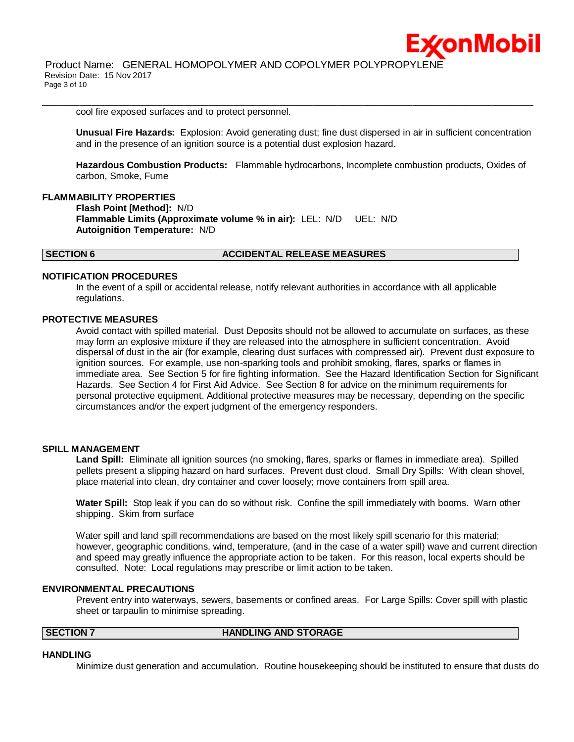cool fire exposed surfaces and to protect personnel.

**Unusual Fire Hazards:** Explosion: Avoid generating dust; fine dust dispersed in air in sufficient concentration and in the presence of an ignition source is a potential dust explosion hazard.

**Hazardous Combustion Products:** Flammable hydrocarbons, Incomplete combustion products, Oxides of carbon, Smoke, Fume

### FLAMMABILITY PROPERTIES

**Flash Point [Method]:** N/D
**Flammable Limits (Approximate volume % in air):** LEL: N/D UEL: N/D
**Autoignition Temperature:** N/D

## SECTION 6 ACCIDENTAL RELEASE MEASURES

### NOTIFICATION PROCEDURES

In the event of a spill or accidental release, notify relevant authorities in accordance with all applicable regulations.

### PROTECTIVE MEASURES

Avoid contact with spilled material. Dust Deposits should not be allowed to accumulate on surfaces, as these may form an explosive mixture if they are released into the atmosphere in sufficient concentration. Avoid dispersal of dust in the air (for example, clearing dust surfaces with compressed air). Prevent dust exposure to ignition sources. For example, use non-sparking tools and prohibit smoking, flares, sparks or flames in immediate area. See Section 5 for fire fighting information. See the Hazard Identification Section for Significant Hazards. See Section 4 for First Aid Advice. See Section 8 for advice on the minimum requirements for personal protective equipment. Additional protective measures may be necessary, depending on the specific circumstances and/or the expert judgment of the emergency responders.

### SPILL MANAGEMENT

**Land Spill:** Eliminate all ignition sources (no smoking, flares, sparks or flames in immediate area). Spilled pellets present a slipping hazard on hard surfaces. Prevent dust cloud. Small Dry Spills: With clean shovel, place material into clean, dry container and cover loosely; move containers from spill area.

**Water Spill:** Stop leak if you can do so without risk. Confine the spill immediately with booms. Warn other shipping. Skim from surface

Water spill and land spill recommendations are based on the most likely spill scenario for this material; however, geographic conditions, wind, temperature, (and in the case of a water spill) wave and current direction and speed may greatly influence the appropriate action to be taken. For this reason, local experts should be consulted. Note: Local regulations may prescribe or limit action to be taken.

### ENVIRONMENTAL PRECAUTIONS

Prevent entry into waterways, sewers, basements or confined areas. For Large Spills: Cover spill with plastic sheet or tarpaulin to minimise spreading.

## SECTION 7 HANDLING AND STORAGE

### HANDLING

Minimize dust generation and accumulation. Routine housekeeping should be instituted to ensure that dusts do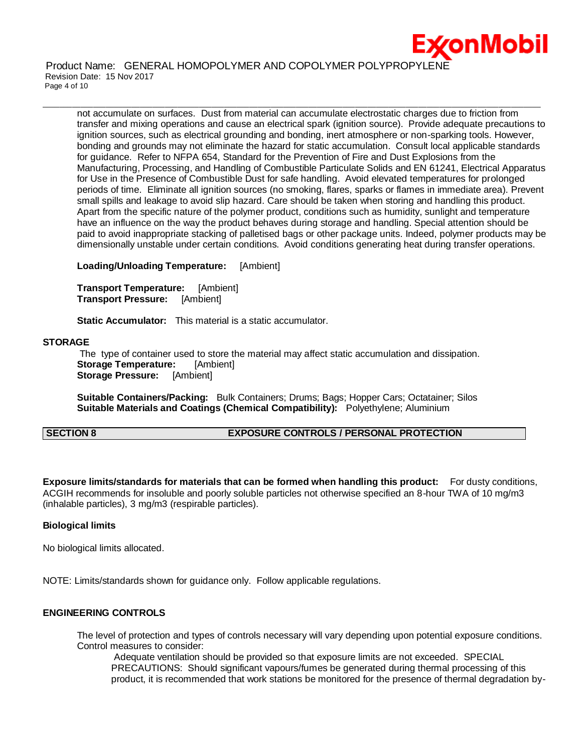not accumulate on surfaces. Dust from material can accumulate electrostatic charges due to friction from transfer and mixing operations and cause an electrical spark (ignition source). Provide adequate precautions to ignition sources, such as electrical grounding and bonding, inert atmosphere or non-sparking tools. However, bonding and grounds may not eliminate the hazard for static accumulation. Consult local applicable standards for guidance. Refer to NFPA 654, Standard for the Prevention of Fire and Dust Explosions from the Manufacturing, Processing, and Handling of Combustible Particulate Solids and EN 61241, Electrical Apparatus for Use in the Presence of Combustible Dust for safe handling. Avoid elevated temperatures for prolonged periods of time. Eliminate all ignition sources (no smoking, flares, sparks or flames in immediate area). Prevent small spills and leakage to avoid slip hazard. Care should be taken when storing and handling this product. Apart from the specific nature of the polymer product, conditions such as humidity, sunlight and temperature have an influence on the way the product behaves during storage and handling. Special attention should be paid to avoid inappropriate stacking of palletised bags or other package units. Indeed, polymer products may be dimensionally unstable under certain conditions. Avoid conditions generating heat during transfer operations.

**Loading/Unloading Temperature:** [Ambient]

**Transport Temperature:** [Ambient]
**Transport Pressure:** [Ambient]

**Static Accumulator:** This material is a static accumulator.

**STORAGE**

The type of container used to store the material may affect static accumulation and dissipation.
**Storage Temperature:** [Ambient]
**Storage Pressure:** [Ambient]

**Suitable Containers/Packing:** Bulk Containers; Drums; Bags; Hopper Cars; Octatainer; Silos
**Suitable Materials and Coatings (Chemical Compatibility):** Polyethylene; Aluminium

## SECTION 8 EXPOSURE CONTROLS / PERSONAL PROTECTION

**Exposure limits/standards for materials that can be formed when handling this product:** For dusty conditions, ACGIH recommends for insoluble and poorly soluble particles not otherwise specified an 8-hour TWA of 10 mg/m3 (inhalable particles), 3 mg/m3 (respirable particles).

**Biological limits**

No biological limits allocated.

NOTE: Limits/standards shown for guidance only. Follow applicable regulations.

**ENGINEERING CONTROLS**

The level of protection and types of controls necessary will vary depending upon potential exposure conditions. Control measures to consider:

Adequate ventilation should be provided so that exposure limits are not exceeded. SPECIAL PRECAUTIONS: Should significant vapours/fumes be generated during thermal processing of this product, it is recommended that work stations be monitored for the presence of thermal degradation by-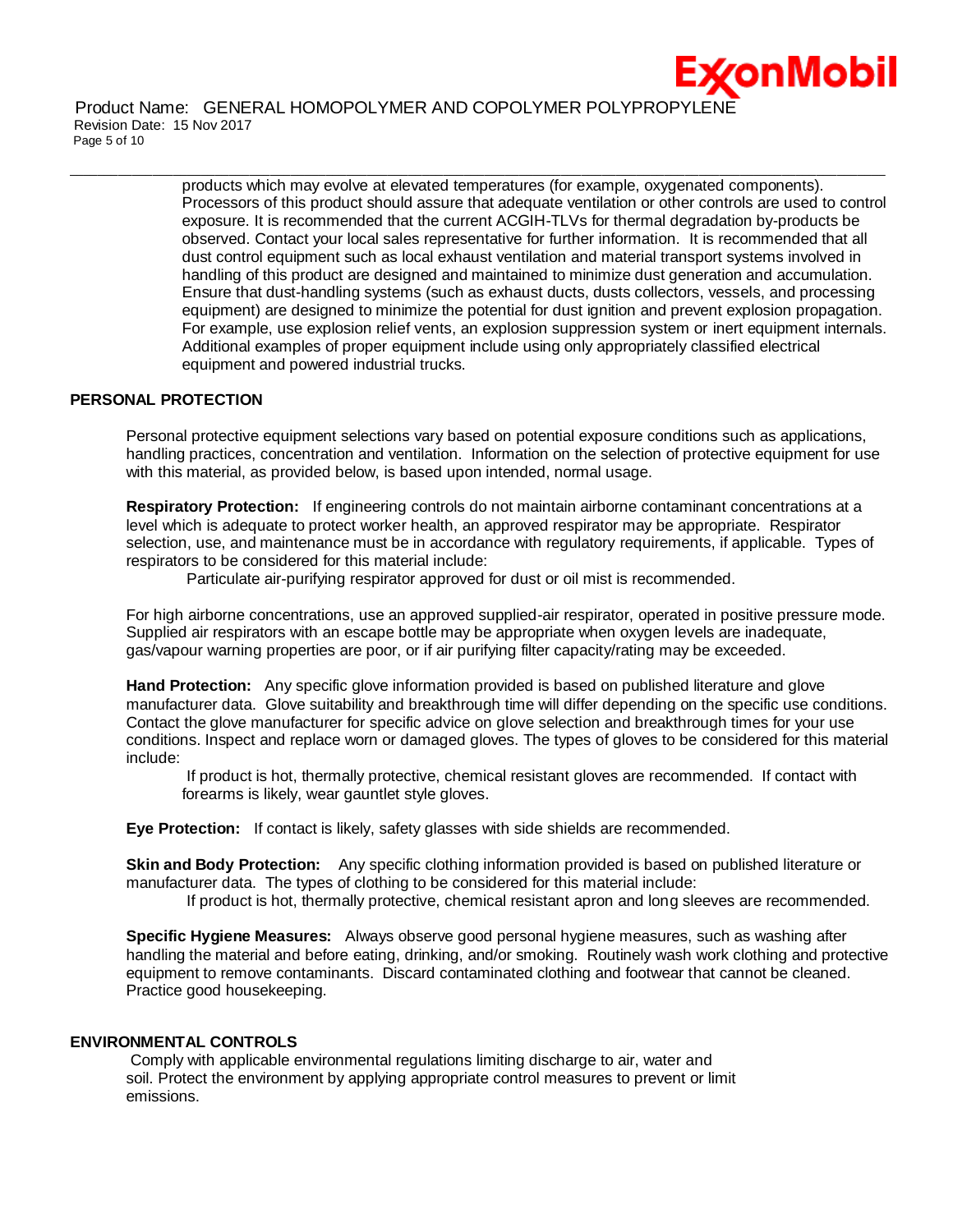products which may evolve at elevated temperatures (for example, oxygenated components). Processors of this product should assure that adequate ventilation or other controls are used to control exposure. It is recommended that the current ACGIH-TLVs for thermal degradation by-products be observed. Contact your local sales representative for further information. It is recommended that all dust control equipment such as local exhaust ventilation and material transport systems involved in handling of this product are designed and maintained to minimize dust generation and accumulation. Ensure that dust-handling systems (such as exhaust ducts, dusts collectors, vessels, and processing equipment) are designed to minimize the potential for dust ignition and prevent explosion propagation. For example, use explosion relief vents, an explosion suppression system or inert equipment internals. Additional examples of proper equipment include using only appropriately classified electrical equipment and powered industrial trucks.

## PERSONAL PROTECTION

Personal protective equipment selections vary based on potential exposure conditions such as applications, handling practices, concentration and ventilation. Information on the selection of protective equipment for use with this material, as provided below, is based upon intended, normal usage.

**Respiratory Protection:** If engineering controls do not maintain airborne contaminant concentrations at a level which is adequate to protect worker health, an approved respirator may be appropriate. Respirator selection, use, and maintenance must be in accordance with regulatory requirements, if applicable. Types of respirators to be considered for this material include:

Particulate air-purifying respirator approved for dust or oil mist is recommended.

For high airborne concentrations, use an approved supplied-air respirator, operated in positive pressure mode. Supplied air respirators with an escape bottle may be appropriate when oxygen levels are inadequate, gas/vapour warning properties are poor, or if air purifying filter capacity/rating may be exceeded.

**Hand Protection:** Any specific glove information provided is based on published literature and glove manufacturer data. Glove suitability and breakthrough time will differ depending on the specific use conditions. Contact the glove manufacturer for specific advice on glove selection and breakthrough times for your use conditions. Inspect and replace worn or damaged gloves. The types of gloves to be considered for this material include:

If product is hot, thermally protective, chemical resistant gloves are recommended. If contact with forearms is likely, wear gauntlet style gloves.

**Eye Protection:** If contact is likely, safety glasses with side shields are recommended.

**Skin and Body Protection:** Any specific clothing information provided is based on published literature or manufacturer data. The types of clothing to be considered for this material include:

If product is hot, thermally protective, chemical resistant apron and long sleeves are recommended.

**Specific Hygiene Measures:** Always observe good personal hygiene measures, such as washing after handling the material and before eating, drinking, and/or smoking. Routinely wash work clothing and protective equipment to remove contaminants. Discard contaminated clothing and footwear that cannot be cleaned. Practice good housekeeping.

## ENVIRONMENTAL CONTROLS

Comply with applicable environmental regulations limiting discharge to air, water and soil. Protect the environment by applying appropriate control measures to prevent or limit emissions.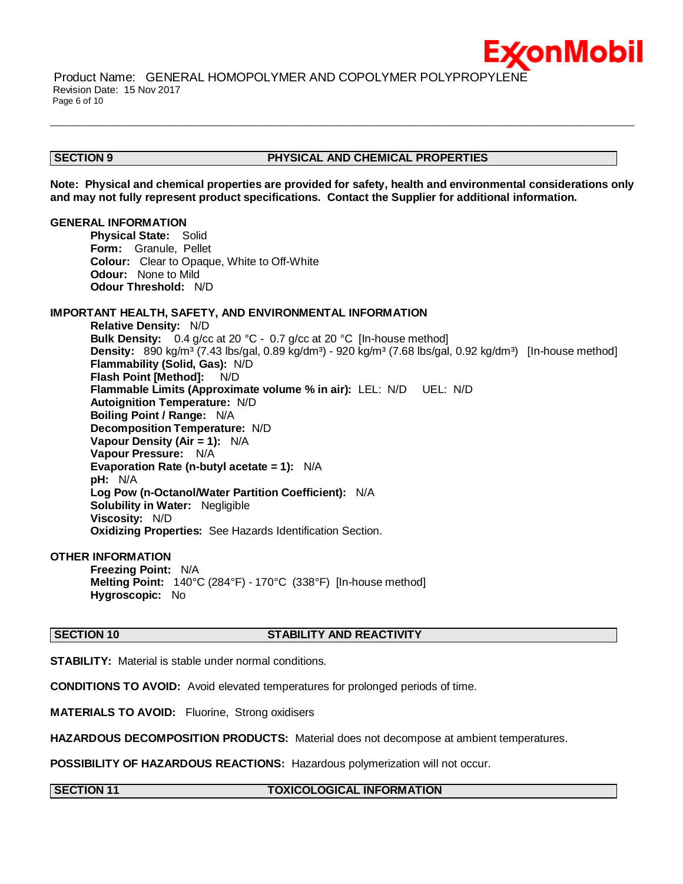## SECTION 9 PHYSICAL AND CHEMICAL PROPERTIES

**Note: Physical and chemical properties are provided for safety, health and environmental considerations only and may not fully represent product specifications. Contact the Supplier for additional information.**

### GENERAL INFORMATION

**Physical State:** Solid
**Form:** Granule, Pellet
**Colour:** Clear to Opaque, White to Off-White
**Odour:** None to Mild
**Odour Threshold:** N/D

### IMPORTANT HEALTH, SAFETY, AND ENVIRONMENTAL INFORMATION

**Relative Density:** N/D
**Bulk Density:** 0.4 g/cc at 20 °C - 0.7 g/cc at 20 °C [In-house method]
**Density:** 890 kg/m³ (7.43 lbs/gal, 0.89 kg/dm³) - 920 kg/m³ (7.68 lbs/gal, 0.92 kg/dm³) [In-house method]
**Flammability (Solid, Gas):** N/D
**Flash Point [Method]:** N/D
**Flammable Limits (Approximate volume % in air):** LEL: N/D UEL: N/D
**Autoignition Temperature:** N/D
**Boiling Point / Range:** N/A
**Decomposition Temperature:** N/D
**Vapour Density (Air = 1):** N/A
**Vapour Pressure:** N/A
**Evaporation Rate (n-butyl acetate = 1):** N/A
**pH:** N/A
**Log Pow (n-Octanol/Water Partition Coefficient):** N/A
**Solubility in Water:** Negligible
**Viscosity:** N/D
**Oxidizing Properties:** See Hazards Identification Section.

### OTHER INFORMATION

**Freezing Point:** N/A
**Melting Point:** 140°C (284°F) - 170°C (338°F) [In-house method]
**Hygroscopic:** No

## SECTION 10 STABILITY AND REACTIVITY

**STABILITY:** Material is stable under normal conditions.

**CONDITIONS TO AVOID:** Avoid elevated temperatures for prolonged periods of time.

**MATERIALS TO AVOID:** Fluorine, Strong oxidisers

**HAZARDOUS DECOMPOSITION PRODUCTS:** Material does not decompose at ambient temperatures.

**POSSIBILITY OF HAZARDOUS REACTIONS:** Hazardous polymerization will not occur.

## SECTION 11 TOXICOLOGICAL INFORMATION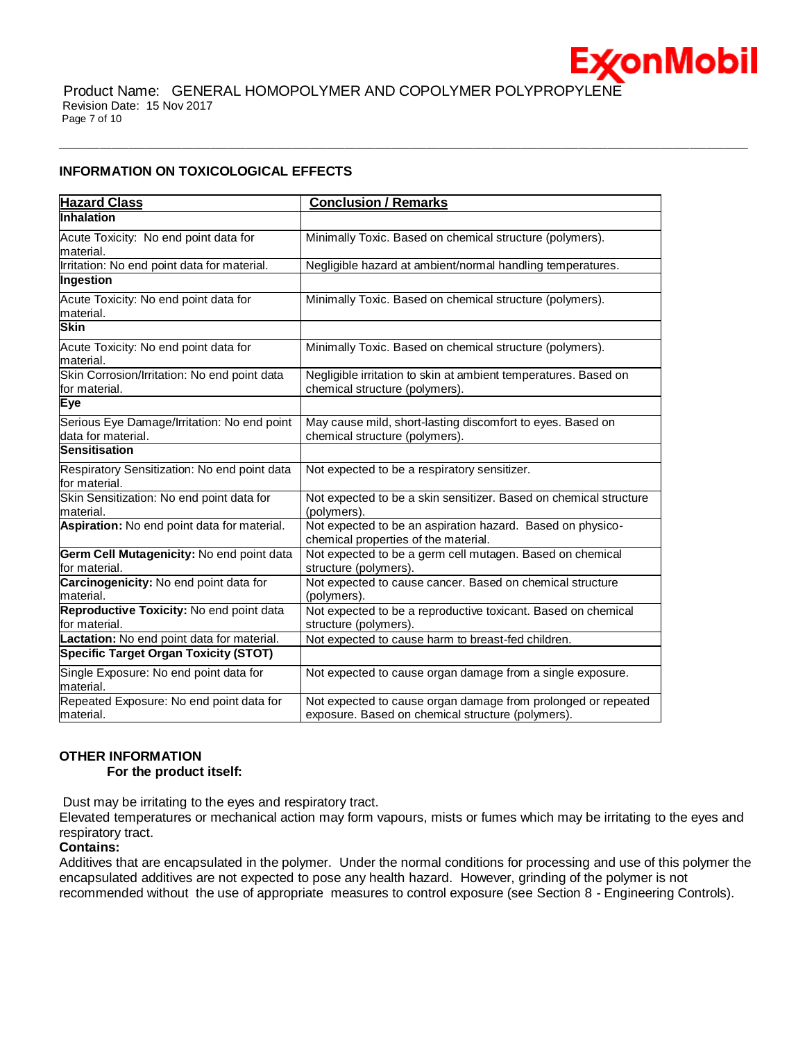## INFORMATION ON TOXICOLOGICAL EFFECTS

| Hazard Class | Conclusion / Remarks |
|---|---|
| **Inhalation** | |
| Acute Toxicity: No end point data for material. | Minimally Toxic. Based on chemical structure (polymers). |
| Irritation: No end point data for material. | Negligible hazard at ambient/normal handling temperatures. |
| **Ingestion** | |
| Acute Toxicity: No end point data for material. | Minimally Toxic. Based on chemical structure (polymers). |
| **Skin** | |
| Acute Toxicity: No end point data for material. | Minimally Toxic. Based on chemical structure (polymers). |
| Skin Corrosion/Irritation: No end point data for material. | Negligible irritation to skin at ambient temperatures. Based on chemical structure (polymers). |
| **Eye** | |
| Serious Eye Damage/Irritation: No end point data for material. | May cause mild, short-lasting discomfort to eyes. Based on chemical structure (polymers). |
| **Sensitisation** | |
| Respiratory Sensitization: No end point data for material. | Not expected to be a respiratory sensitizer. |
| Skin Sensitization: No end point data for material. | Not expected to be a skin sensitizer. Based on chemical structure (polymers). |
| **Aspiration:** No end point data for material. | Not expected to be an aspiration hazard. Based on physico-chemical properties of the material. |
| **Germ Cell Mutagenicity:** No end point data for material. | Not expected to be a germ cell mutagen. Based on chemical structure (polymers). |
| **Carcinogenicity:** No end point data for material. | Not expected to cause cancer. Based on chemical structure (polymers). |
| **Reproductive Toxicity:** No end point data for material. | Not expected to be a reproductive toxicant. Based on chemical structure (polymers). |
| **Lactation:** No end point data for material. | Not expected to cause harm to breast-fed children. |
| **Specific Target Organ Toxicity (STOT)** | |
| Single Exposure: No end point data for material. | Not expected to cause organ damage from a single exposure. |
| Repeated Exposure: No end point data for material. | Not expected to cause organ damage from prolonged or repeated exposure. Based on chemical structure (polymers). |

## OTHER INFORMATION

**For the product itself:**

Dust may be irritating to the eyes and respiratory tract.
Elevated temperatures or mechanical action may form vapours, mists or fumes which may be irritating to the eyes and respiratory tract.

**Contains:**

Additives that are encapsulated in the polymer. Under the normal conditions for processing and use of this polymer the encapsulated additives are not expected to pose any health hazard. However, grinding of the polymer is not recommended without the use of appropriate measures to control exposure (see Section 8 - Engineering Controls).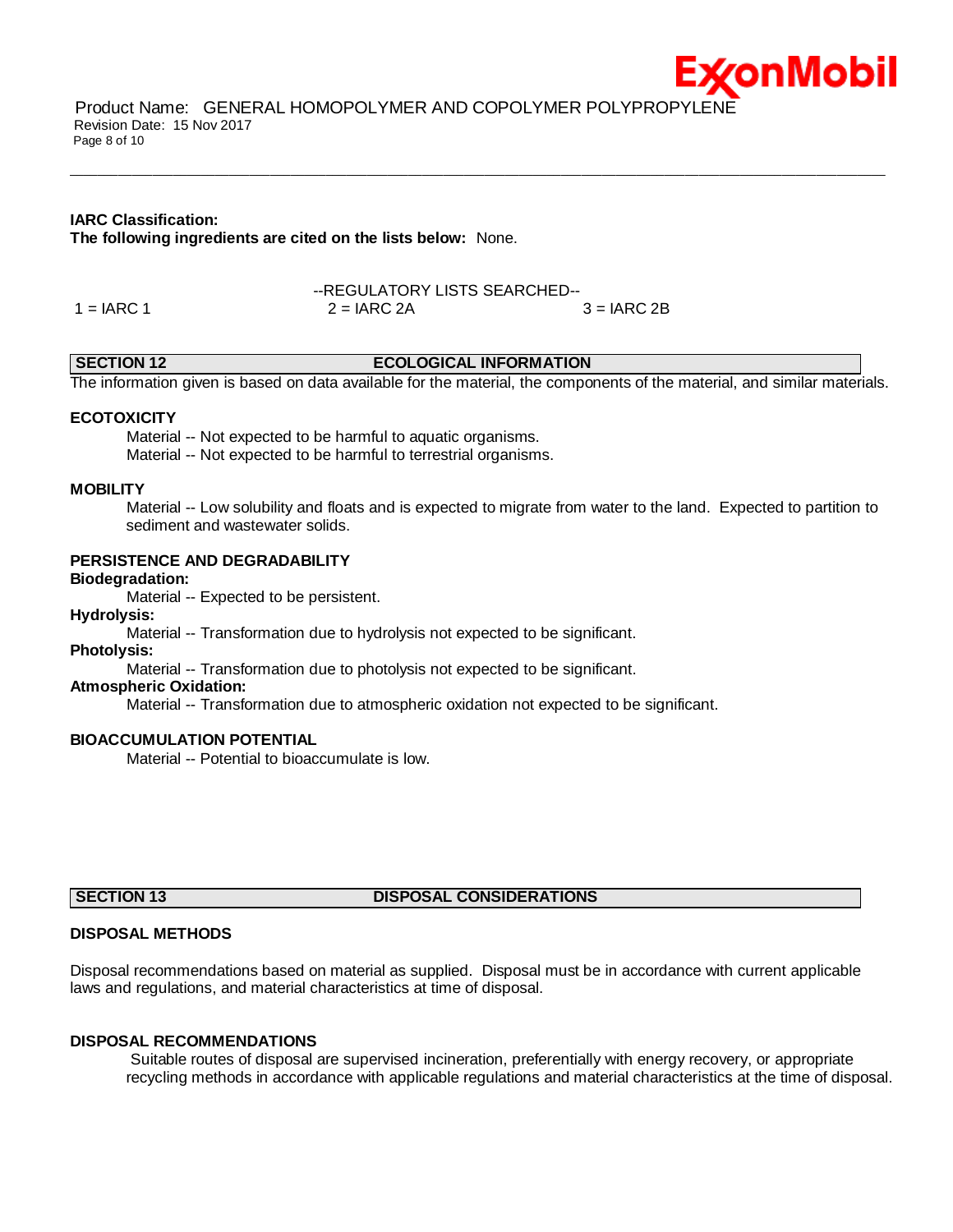**IARC Classification:**
**The following ingredients are cited on the lists below:** None.

--REGULATORY LISTS SEARCHED--

| 1 = IARC 1 | 2 = IARC 2A | 3 = IARC 2B |
|---|---|---|

## SECTION 12 ECOLOGICAL INFORMATION

The information given is based on data available for the material, the components of the material, and similar materials.

### ECOTOXICITY

Material -- Not expected to be harmful to aquatic organisms.
Material -- Not expected to be harmful to terrestrial organisms.

### MOBILITY

Material -- Low solubility and floats and is expected to migrate from water to the land. Expected to partition to sediment and wastewater solids.

### PERSISTENCE AND DEGRADABILITY

**Biodegradation:**
Material -- Expected to be persistent.

**Hydrolysis:**
Material -- Transformation due to hydrolysis not expected to be significant.

**Photolysis:**
Material -- Transformation due to photolysis not expected to be significant.

**Atmospheric Oxidation:**
Material -- Transformation due to atmospheric oxidation not expected to be significant.

### BIOACCUMULATION POTENTIAL

Material -- Potential to bioaccumulate is low.

## SECTION 13 DISPOSAL CONSIDERATIONS

### DISPOSAL METHODS

Disposal recommendations based on material as supplied. Disposal must be in accordance with current applicable laws and regulations, and material characteristics at time of disposal.

### DISPOSAL RECOMMENDATIONS

Suitable routes of disposal are supervised incineration, preferentially with energy recovery, or appropriate recycling methods in accordance with applicable regulations and material characteristics at the time of disposal.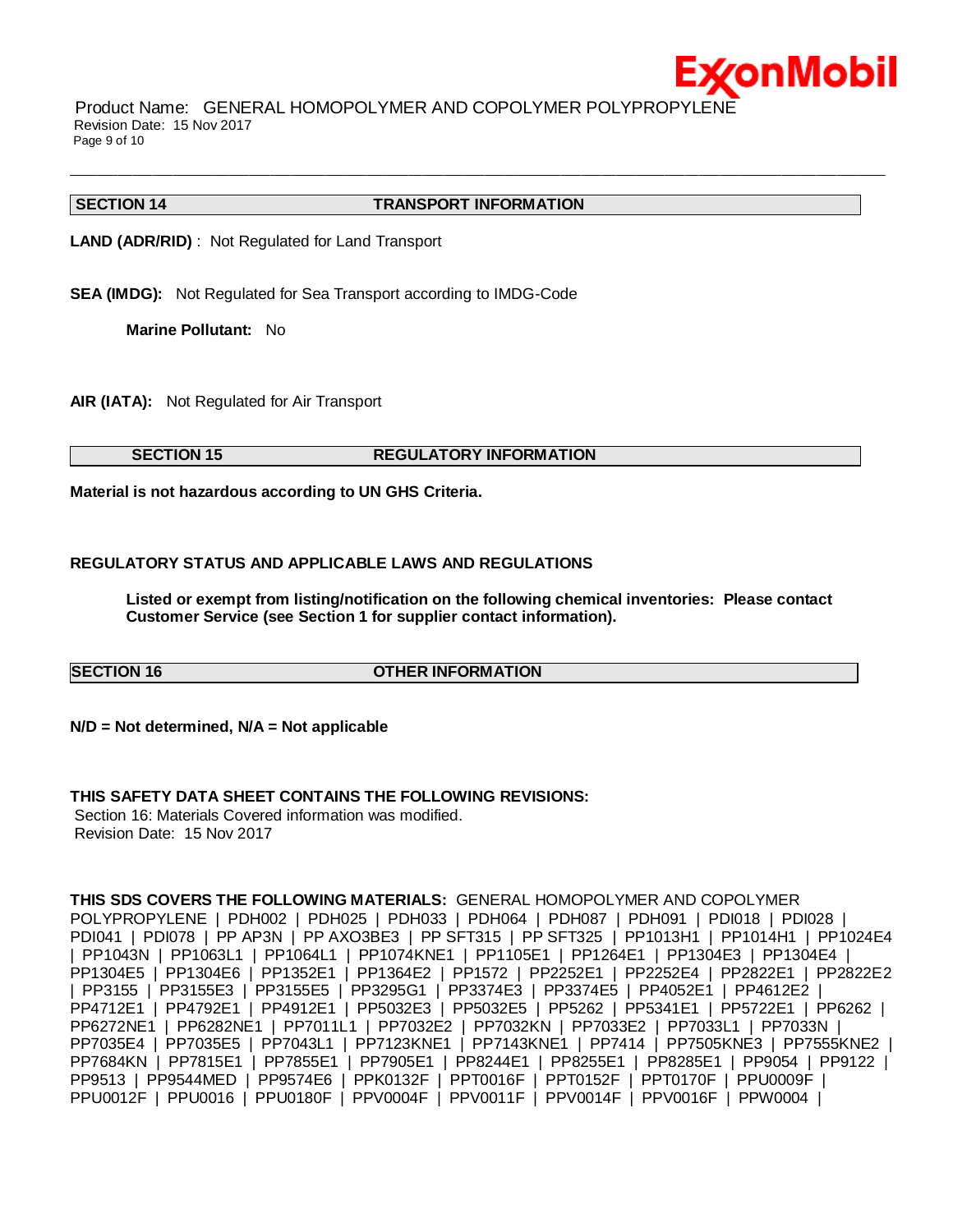## SECTION 14 TRANSPORT INFORMATION

**LAND (ADR/RID)** : Not Regulated for Land Transport

**SEA (IMDG):** Not Regulated for Sea Transport according to IMDG-Code

**Marine Pollutant:** No

**AIR (IATA):** Not Regulated for Air Transport

## SECTION 15 REGULATORY INFORMATION

**Material is not hazardous according to UN GHS Criteria.**

**REGULATORY STATUS AND APPLICABLE LAWS AND REGULATIONS**

**Listed or exempt from listing/notification on the following chemical inventories: Please contact Customer Service (see Section 1 for supplier contact information).**

## SECTION 16 OTHER INFORMATION

**N/D = Not determined, N/A = Not applicable**

**THIS SAFETY DATA SHEET CONTAINS THE FOLLOWING REVISIONS:**
Section 16: Materials Covered information was modified.
Revision Date: 15 Nov 2017

**THIS SDS COVERS THE FOLLOWING MATERIALS:** GENERAL HOMOPOLYMER AND COPOLYMER POLYPROPYLENE | PDH002 | PDH025 | PDH033 | PDH064 | PDH087 | PDH091 | PDI018 | PDI028 | PDI041 | PDI078 | PP AP3N | PP AXO3BE3 | PP SFT315 | PP SFT325 | PP1013H1 | PP1014H1 | PP1024E4 | PP1043N | PP1063L1 | PP1064L1 | PP1074KNE1 | PP1105E1 | PP1264E1 | PP1304E3 | PP1304E4 | PP1304E5 | PP1304E6 | PP1352E1 | PP1364E2 | PP1572 | PP2252E1 | PP2252E4 | PP2822E1 | PP2822E2 | PP3155 | PP3155E3 | PP3155E5 | PP3295G1 | PP3374E3 | PP3374E5 | PP4052E1 | PP4612E2 | PP4712E1 | PP4792E1 | PP4912E1 | PP5032E3 | PP5032E5 | PP5262 | PP5341E1 | PP5722E1 | PP6262 | PP6272NE1 | PP6282NE1 | PP7011L1 | PP7032E2 | PP7032KN | PP7033E2 | PP7033L1 | PP7033N | PP7035E4 | PP7035E5 | PP7043L1 | PP7123KNE1 | PP7143KNE1 | PP7414 | PP7505KNE3 | PP7555KNE2 | PP7684KN | PP7815E1 | PP7855E1 | PP7905E1 | PP8244E1 | PP8255E1 | PP8285E1 | PP9054 | PP9122 | PP9513 | PP9544MED | PP9574E6 | PPK0132F | PPT0016F | PPT0152F | PPT0170F | PPU0009F | PPU0012F | PPU0016 | PPU0180F | PPV0004F | PPV0011F | PPV0014F | PPV0016F | PPW0004 |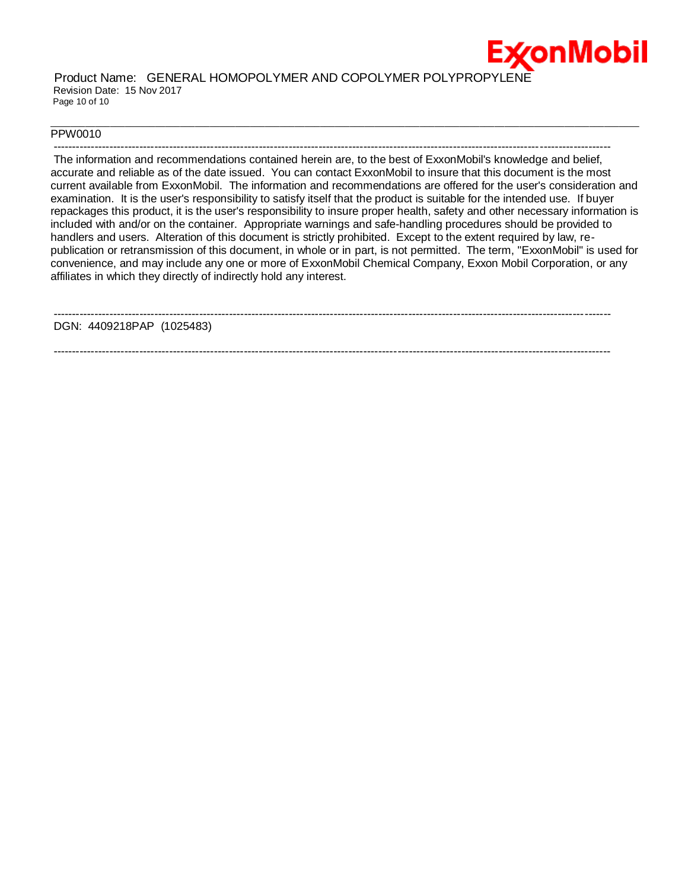PPW0010

---

The information and recommendations contained herein are, to the best of ExxonMobil's knowledge and belief, accurate and reliable as of the date issued. You can contact ExxonMobil to insure that this document is the most current available from ExxonMobil. The information and recommendations are offered for the user's consideration and examination. It is the user's responsibility to satisfy itself that the product is suitable for the intended use. If buyer repackages this product, it is the user's responsibility to insure proper health, safety and other necessary information is included with and/or on the container. Appropriate warnings and safe-handling procedures should be provided to handlers and users. Alteration of this document is strictly prohibited. Except to the extent required by law, re-publication or retransmission of this document, in whole or in part, is not permitted. The term, "ExxonMobil" is used for convenience, and may include any one or more of ExxonMobil Chemical Company, Exxon Mobil Corporation, or any affiliates in which they directly of indirectly hold any interest.

---

DGN: 4409218PAP (1025483)

---